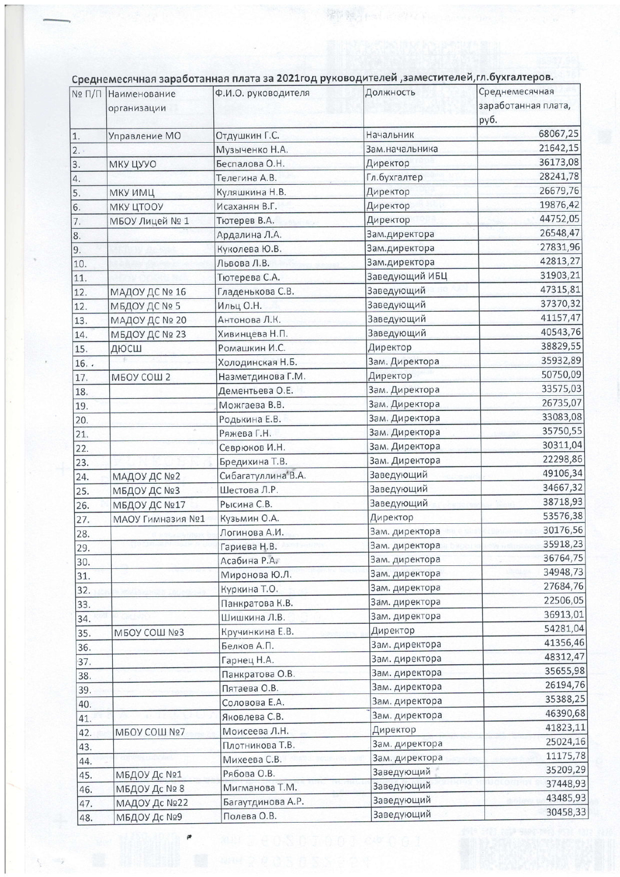**Среднемесячная заработанная плата за 2021год руководителей ,заместителей,гл.бухгалтеров.**

| № П/П | Наименование организации | Ф.И.О. руководителя | Должность | Среднемесячная заработанная плата, руб. |
|---|---|---|---|---|
| 1. | Управление МО | Отдушкин Г.С. | Начальник | 68067,25 |
| 2. | | Музыченко Н.А. | Зам.начальника | 21642,15 |
| 3. | МКУ ЦУУО | Беспалова О.Н. | Директор | 36173,08 |
| 4. | | Телегина А.В. | Гл.бухгалтер | 28241,78 |
| 5. | МКУ ИМЦ | Куляшкина Н.В. | Директор | 26679,76 |
| 6. | МКУ ЦТООУ | Исаханян В.Г. | Директор | 19876,42 |
| 7. | МБОУ Лицей № 1 | Тютерев В.А. | Директор | 44752,05 |
| 8. | | Ардалина Л.А. | Зам.директора | 26548,47 |
| 9. | | Куколева Ю.В. | Зам.директора | 27831,96 |
| 10. | | Львова Л.В. | Зам.директора | 42813,27 |
| 11. | | Тютерева С.А. | Заведующий ИБЦ | 31903,21 |
| 12. | МАДОУ ДС № 16 | Гладенькова С.В. | Заведующий | 47315,81 |
| 12. | МБДОУ ДС № 5 | Ильц О.Н. | Заведующий | 37370,32 |
| 13. | МАДОУ ДС № 20 | Антонова Л.К. | Заведующий | 41157,47 |
| 14. | МБДОУ ДС № 23 | Хивинцева Н.П. | Заведующий | 40543,76 |
| 15. | ДЮСШ | Ромашкин И.С. | Директор | 38829,55 |
| 16. . | | Холодинская Н.Б. | Зам. Директора | 35932,89 |
| 17. | МБОУ СОШ 2 | Назметдинова Г.М. | Директор | 50750,09 |
| 18. | | Дементьева О.Е. | Зам. Директора | 33575,03 |
| 19. | | Можгаева В.В. | Зам. Директора | 26735,07 |
| 20. | | Родькина Е.В. | Зам. Директора | 33083,08 |
| 21. | | Ряжева Г.Н. | Зам. Директора | 35750,55 |
| 22. | | Севрюков И.Н. | Зам. Директора | 30311,04 |
| 23. | | Бредихина Т.В. | Зам. Директора | 22298,86 |
| 24. | МАДОУ ДС №2 | Сибагатуллина В.А. | Заведующий | 49106,34 |
| 25. | МБДОУ ДС №3 | Шестова Л.Р. | Заведующий | 34667,32 |
| 26. | МБДОУ ДС №17 | Рысина С.В. | Заведующий | 38718,93 |
| 27. | МАОУ Гимназия №1 | Кузьмин О.А. | Директор | 53576,38 |
| 28. | | Логинова А.И. | Зам. директора | 30176,56 |
| 29. | | Гариева Н.В. | Зам. директора | 35918,23 |
| 30. | | Асабина Р.А. | Зам. директора | 36764,75 |
| 31. | | Миронова Ю.Л. | Зам. директора | 34948,73 |
| 32. | | Куркина Т.О. | Зам. директора | 27684,76 |
| 33. | | Панкратова К.В. | Зам. директора | 22506,05 |
| 34. | | Шишкина Л.В. | Зам. директора | 36913,01 |
| 35. | МБОУ СОШ №3 | Кручинкина Е.В. | Директор | 54281,04 |
| 36. | | Белков А.П. | Зам. директора | 41356,46 |
| 37. | | Гарнец Н.А. | Зам. директора | 48312,47 |
| 38. | | Панкратова О.В. | Зам. директора | 35655,98 |
| 39. | | Пятаева О.В. | Зам. директора | 26194,76 |
| 40. | | Соловова Е.А. | Зам. директора | 35388,25 |
| 41. | | Яковлева С.В. | Зам. директора | 46390,68 |
| 42. | МБОУ СОШ №7 | Моисеева Л.Н. | Директор | 41823,11 |
| 43. | | Плотникова Т.В. | Зам. директора | 25024,16 |
| 44. | | Михеева С.В. | Зам. директора | 11175,78 |
| 45. | МБДОУ Дс №1 | Рябова О.В. | Заведующий | 35209,29 |
| 46. | МБДОУ Дс № 8 | Мигманова Т.М. | Заведующий | 37448,93 |
| 47. | МАДОУ Дс №22 | Багаутдинова А.Р. | Заведующий | 43485,93 |
| 48. | МБДОУ Дс №9 | Полева О.В. | Заведующий | 30458,33 |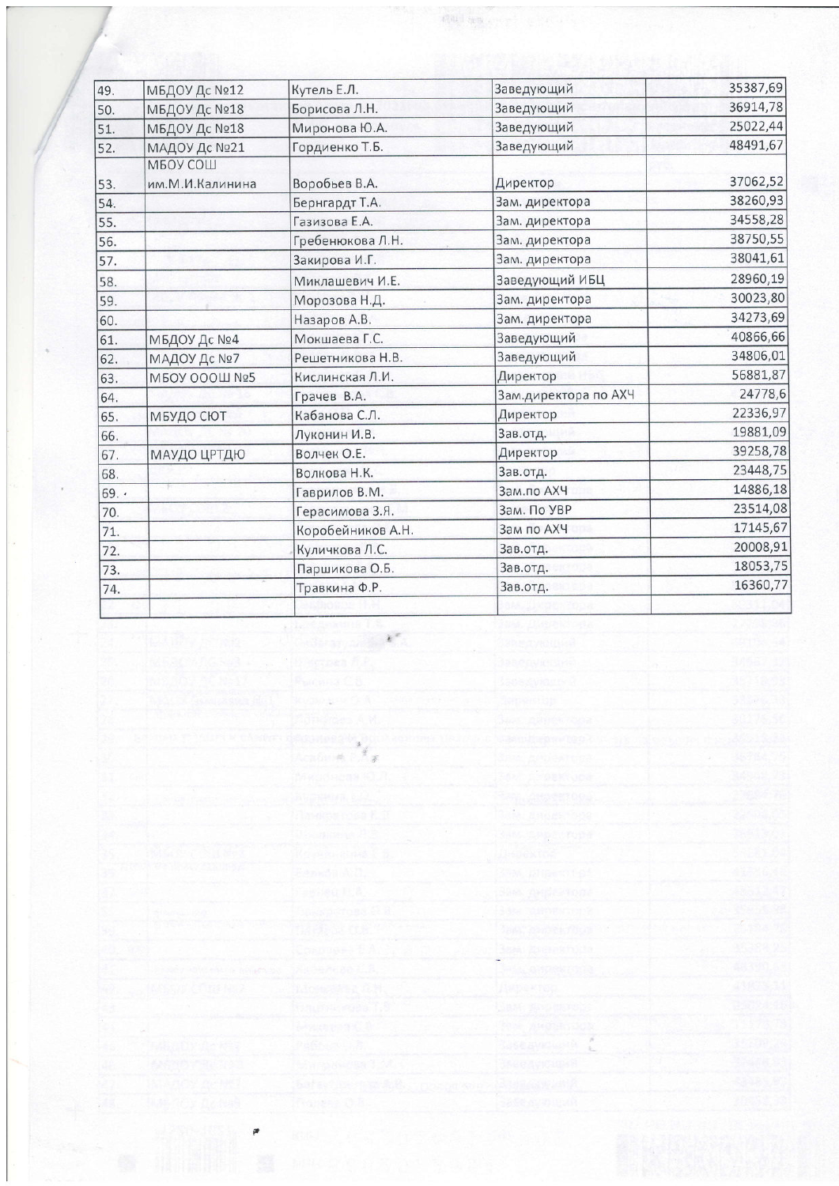| | | | | |
|---|---|---|---|---|
| 49. | МБДОУ Дс №12 | Кутель Е.Л. | Заведующий | 35387,69 |
| 50. | МБДОУ Дс №18 | Борисова Л.Н. | Заведующий | 36914,78 |
| 51. | МБДОУ Дс №18 | Миронова Ю.А. | Заведующий | 25022,44 |
| 52. | МАДОУ Дс №21 | Гордиенко Т.Б. | Заведующий | 48491,67 |
| 53. | МБОУ СОШ им.М.И.Калинина | Воробьев В.А. | Директор | 37062,52 |
| 54. | | Бернгардт Т.А. | Зам. директора | 38260,93 |
| 55. | | Газизова Е.А. | Зам. директора | 34558,28 |
| 56. | | Гребенюкова Л.Н. | Зам. директора | 38750,55 |
| 57. | | Закирова И.Г. | Зам. директора | 38041,61 |
| 58. | | Миклашевич И.Е. | Заведующий ИБЦ | 28960,19 |
| 59. | | Морозова Н.Д. | Зам. директора | 30023,80 |
| 60. | | Назаров А.В. | Зам. директора | 34273,69 |
| 61. | МБДОУ Дс №4 | Мокшаева Г.С. | Заведующий | 40866,66 |
| 62. | МАДОУ Дс №7 | Решетникова Н.В. | Заведующий | 34806,01 |
| 63. | МБОУ ОООШ №5 | Кислинская Л.И. | Директор | 56881,87 |
| 64. | | Грачев В.А. | Зам.директора по АХЧ | 24778,6 |
| 65. | МБУДО СЮТ | Кабанова С.Л. | Директор | 22336,97 |
| 66. | | Луконин И.В. | Зав.отд. | 19881,09 |
| 67. | МАУДО ЦРТДЮ | Волчек О.Е. | Директор | 39258,78 |
| 68. | | Волкова Н.К. | Зав.отд. | 23448,75 |
| 69. | | Гаврилов В.М. | Зам.по АХЧ | 14886,18 |
| 70. | | Герасимова З.Я. | Зам. По УВР | 23514,08 |
| 71. | | Коробейников А.Н. | Зам по АХЧ | 17145,67 |
| 72. | | Куличкова Л.С. | Зав.отд. | 20008,91 |
| 73. | | Паршикова О.Б. | Зав.отд. | 18053,75 |
| 74. | | Травкина Ф.Р. | Зав.отд. | 16360,77 |